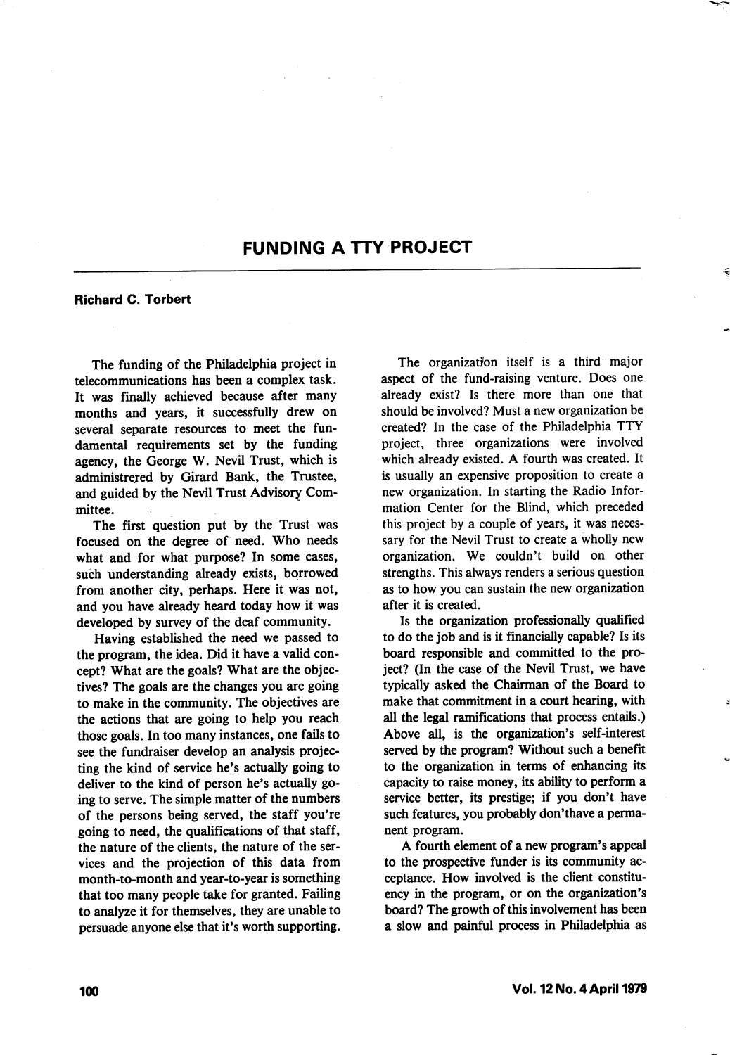# FUNDING A TTY PROJECT

**Richard C. Torbert**

The funding of the Philadelphia project in telecommunications has been a complex task. It was finally achieved because after many months and years, it successfully drew on several separate resources to meet the fundamental requirements set by the funding agency, the George W. Nevil Trust, which is administrered by Girard Bank, the Trustee, and guided by the Nevil Trust Advisory Committee.

The first question put by the Trust was focused on the degree of need. Who needs what and for what purpose? In some cases, such understanding already exists, borrowed from another city, perhaps. Here it was not, and you have already heard today how it was developed by survey of the deaf community.

Having established the need we passed to the program, the idea. Did it have a valid concept? What are the goals? What are the objectives? The goals are the changes you are going to make in the community. The objectives are the actions that are going to help you reach those goals. In too many instances, one fails to see the fundraiser develop an analysis projecting the kind of service he's actually going to deliver to the kind of person he's actually going to serve. The simple matter of the numbers of the persons being served, the staff you're going to need, the qualifications of that staff, the nature of the clients, the nature of the services and the projection of this data from month-to-month and year-to-year is something that too many people take for granted. Failing to analyze it for themselves, they are unable to persuade anyone else that it's worth supporting.

The organization itself is a third major aspect of the fund-raising venture. Does one already exist? Is there more than one that should be involved? Must a new organization be created? In the case of the Philadelphia TTY project, three organizations were involved which already existed. A fourth was created. It is usually an expensive proposition to create a new organization. In starting the Radio Information Center for the Blind, which preceded this project by a couple of years, it was necessary for the Nevil Trust to create a wholly new organization. We couldn't build on other strengths. This always renders a serious question as to how you can sustain the new organization after it is created.

Is the organization professionally qualified to do the job and is it financially capable? Is its board responsible and committed to the project? (In the case of the Nevil Trust, we have typically asked the Chairman of the Board to make that commitment in a court hearing, with all the legal ramifications that process entails.) Above all, is the organization's self-interest served by the program? Without such a benefit to the organization in terms of enhancing its capacity to raise money, its ability to perform a service better, its prestige; if you don't have such features, you probably don'thave a permanent program.

A fourth element of a new program's appeal to the prospective funder is its community acceptance. How involved is the client constituency in the program, or on the organization's board? The growth of this involvement has been a slow and painful process in Philadelphia as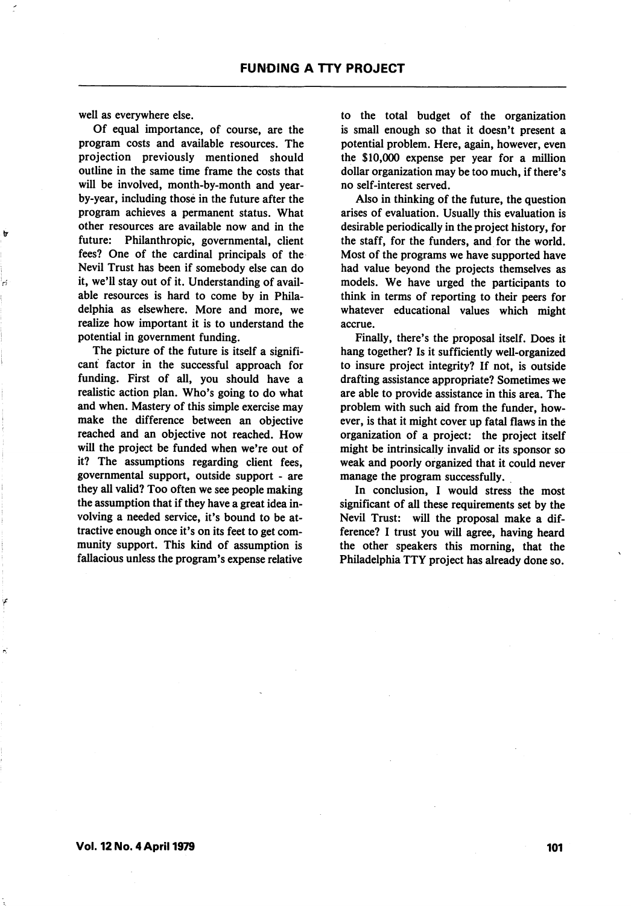well as everywhere else.

Of equal importance, of course, are the program costs and available resources. The projection previously mentioned should outline in the same time frame the costs that will be involved, month-by-month and year-by-year, including those in the future after the program achieves a permanent status. What other resources are available now and in the future: Philanthropic, governmental, client fees? One of the cardinal principals of the Nevil Trust has been if somebody else can do it, we'll stay out of it. Understanding of available resources is hard to come by in Philadelphia as elsewhere. More and more, we realize how important it is to understand the potential in government funding.

The picture of the future is itself a significant factor in the successful approach for funding. First of all, you should have a realistic action plan. Who's going to do what and when. Mastery of this simple exercise may make the difference between an objective reached and an objective not reached. How will the project be funded when we're out of it? The assumptions regarding client fees, governmental support, outside support - are they all valid? Too often we see people making the assumption that if they have a great idea involving a needed service, it's bound to be attractive enough once it's on its feet to get community support. This kind of assumption is fallacious unless the program's expense relative to the total budget of the organization is small enough so that it doesn't present a potential problem. Here, again, however, even the $10,000 expense per year for a million dollar organization may be too much, if there's no self-interest served.

Also in thinking of the future, the question arises of evaluation. Usually this evaluation is desirable periodically in the project history, for the staff, for the funders, and for the world. Most of the programs we have supported have had value beyond the projects themselves as models. We have urged the participants to think in terms of reporting to their peers for whatever educational values which might accrue.

Finally, there's the proposal itself. Does it hang together? Is it sufficiently well-organized to insure project integrity? If not, is outside drafting assistance appropriate? Sometimes we are able to provide assistance in this area. The problem with such aid from the funder, however, is that it might cover up fatal flaws in the organization of a project: the project itself might be intrinsically invalid or its sponsor so weak and poorly organized that it could never manage the program successfully.

In conclusion, I would stress the most significant of all these requirements set by the Nevil Trust: will the proposal make a difference? I trust you will agree, having heard the other speakers this morning, that the Philadelphia TTY project has already done so.